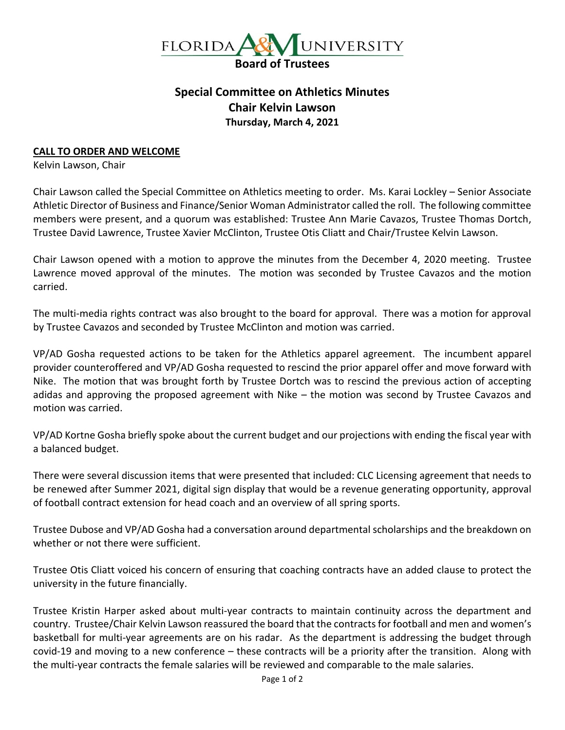FLORIDA A&M UNIVERSITY

**Board of Trustees**

## Special Committee on Athletics Minutes
## Chair Kelvin Lawson
### Thursday, March 4, 2021

**CALL TO ORDER AND WELCOME**

Kelvin Lawson, Chair

Chair Lawson called the Special Committee on Athletics meeting to order. Ms. Karai Lockley – Senior Associate Athletic Director of Business and Finance/Senior Woman Administrator called the roll. The following committee members were present, and a quorum was established: Trustee Ann Marie Cavazos, Trustee Thomas Dortch, Trustee David Lawrence, Trustee Xavier McClinton, Trustee Otis Cliatt and Chair/Trustee Kelvin Lawson.

Chair Lawson opened with a motion to approve the minutes from the December 4, 2020 meeting. Trustee Lawrence moved approval of the minutes. The motion was seconded by Trustee Cavazos and the motion carried.

The multi-media rights contract was also brought to the board for approval. There was a motion for approval by Trustee Cavazos and seconded by Trustee McClinton and motion was carried.

VP/AD Gosha requested actions to be taken for the Athletics apparel agreement. The incumbent apparel provider counteroffered and VP/AD Gosha requested to rescind the prior apparel offer and move forward with Nike. The motion that was brought forth by Trustee Dortch was to rescind the previous action of accepting adidas and approving the proposed agreement with Nike – the motion was second by Trustee Cavazos and motion was carried.

VP/AD Kortne Gosha briefly spoke about the current budget and our projections with ending the fiscal year with a balanced budget.

There were several discussion items that were presented that included: CLC Licensing agreement that needs to be renewed after Summer 2021, digital sign display that would be a revenue generating opportunity, approval of football contract extension for head coach and an overview of all spring sports.

Trustee Dubose and VP/AD Gosha had a conversation around departmental scholarships and the breakdown on whether or not there were sufficient.

Trustee Otis Cliatt voiced his concern of ensuring that coaching contracts have an added clause to protect the university in the future financially.

Trustee Kristin Harper asked about multi-year contracts to maintain continuity across the department and country. Trustee/Chair Kelvin Lawson reassured the board that the contracts for football and men and women's basketball for multi-year agreements are on his radar. As the department is addressing the budget through covid-19 and moving to a new conference – these contracts will be a priority after the transition. Along with the multi-year contracts the female salaries will be reviewed and comparable to the male salaries.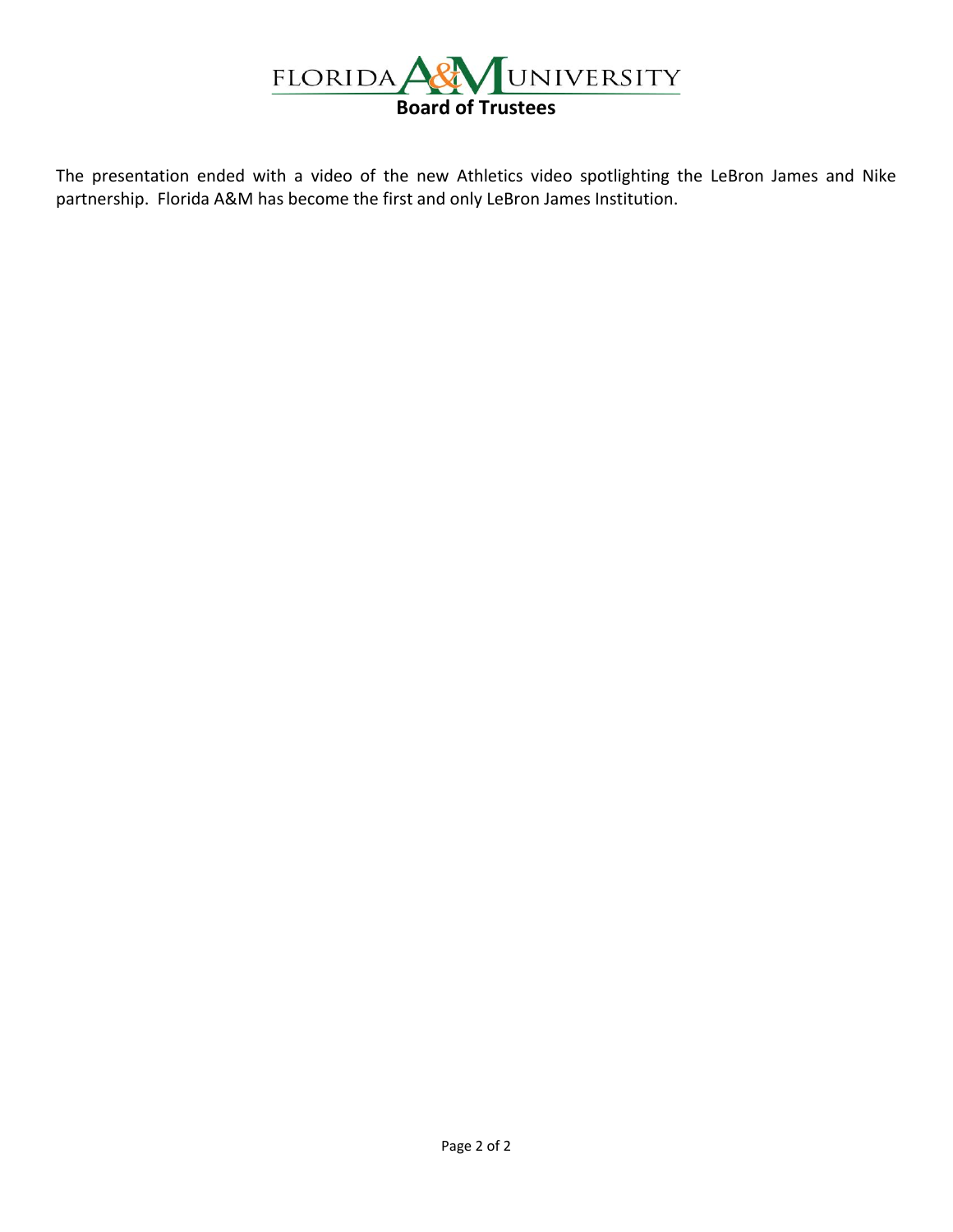The presentation ended with a video of the new Athletics video spotlighting the LeBron James and Nike partnership. Florida A&M has become the first and only LeBron James Institution.